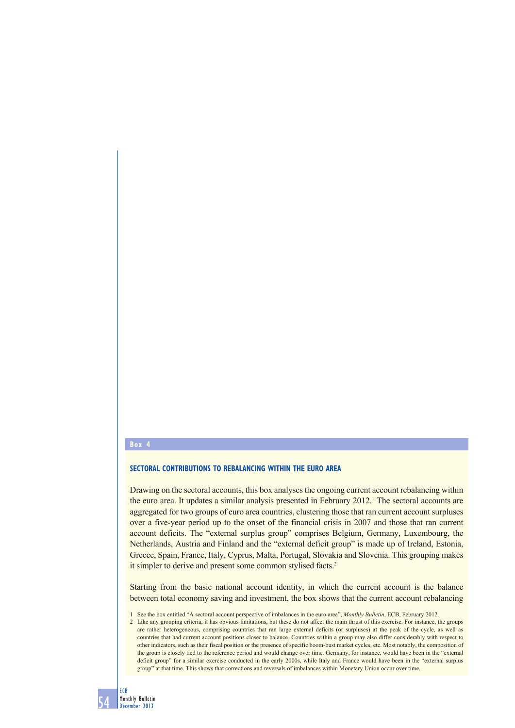**Box 4**

### SECTORAL CONTRIBUTIONS TO REBALANCING WITHIN THE EURO AREA

Drawing on the sectoral accounts, this box analyses the ongoing current account rebalancing within the euro area. It updates a similar analysis presented in February 2012.[1] The sectoral accounts are aggregated for two groups of euro area countries, clustering those that ran current account surpluses over a five-year period up to the onset of the financial crisis in 2007 and those that ran current account deficits. The "external surplus group" comprises Belgium, Germany, Luxembourg, the Netherlands, Austria and Finland and the "external deficit group" is made up of Ireland, Estonia, Greece, Spain, France, Italy, Cyprus, Malta, Portugal, Slovakia and Slovenia. This grouping makes it simpler to derive and present some common stylised facts.[2]

Starting from the basic national account identity, in which the current account is the balance between total economy saving and investment, the box shows that the current account rebalancing

1 See the box entitled "A sectoral account perspective of imbalances in the euro area", *Monthly Bulletin*, ECB, February 2012.

2 Like any grouping criteria, it has obvious limitations, but these do not affect the main thrust of this exercise. For instance, the groups are rather heterogeneous, comprising countries that ran large external deficits (or surpluses) at the peak of the cycle, as well as countries that had current account positions closer to balance. Countries within a group may also differ considerably with respect to other indicators, such as their fiscal position or the presence of specific boom-bust market cycles, etc. Most notably, the composition of the group is closely tied to the reference period and would change over time. Germany, for instance, would have been in the "external deficit group" for a similar exercise conducted in the early 2000s, while Italy and France would have been in the "external surplus group" at that time. This shows that corrections and reversals of imbalances within Monetary Union occur over time.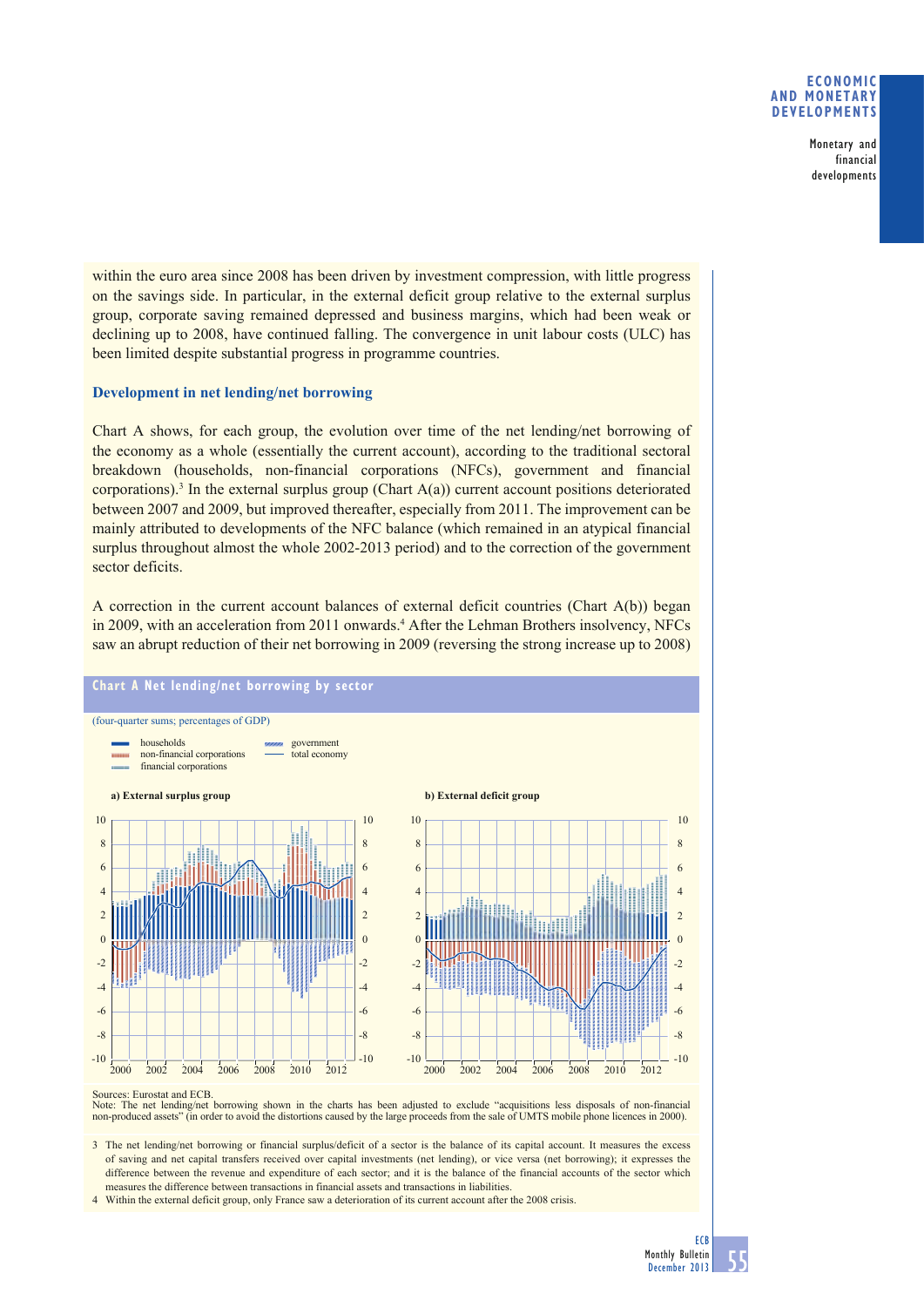within the euro area since 2008 has been driven by investment compression, with little progress on the savings side. In particular, in the external deficit group relative to the external surplus group, corporate saving remained depressed and business margins, which had been weak or declining up to 2008, have continued falling. The convergence in unit labour costs (ULC) has been limited despite substantial progress in programme countries.

### Development in net lending/net borrowing

Chart A shows, for each group, the evolution over time of the net lending/net borrowing of the economy as a whole (essentially the current account), according to the traditional sectoral breakdown (households, non-financial corporations (NFCs), government and financial corporations).[3] In the external surplus group (Chart A(a)) current account positions deteriorated between 2007 and 2009, but improved thereafter, especially from 2011. The improvement can be mainly attributed to developments of the NFC balance (which remained in an atypical financial surplus throughout almost the whole 2002-2013 period) and to the correction of the government sector deficits.

A correction in the current account balances of external deficit countries (Chart A(b)) began in 2009, with an acceleration from 2011 onwards.[4] After the Lehman Brothers insolvency, NFCs saw an abrupt reduction of their net borrowing in 2009 (reversing the strong increase up to 2008)

**Chart A Net lending/net borrowing by sector**

(four-quarter sums; percentages of GDP)

- households
- non-financial corporations
- financial corporations
- government
- total economy

a) External surplus group

b) External deficit group

Sources: Eurostat and ECB.
Note: The net lending/net borrowing shown in the charts has been adjusted to exclude "acquisitions less disposals of non-financial non-produced assets" (in order to avoid the distortions caused by the large proceeds from the sale of UMTS mobile phone licences in 2000).

3 The net lending/net borrowing or financial surplus/deficit of a sector is the balance of its capital account. It measures the excess of saving and net capital transfers received over capital investments (net lending), or vice versa (net borrowing); it expresses the difference between the revenue and expenditure of each sector; and it is the balance of the financial accounts of the sector which measures the difference between transactions in financial assets and transactions in liabilities.

4 Within the external deficit group, only France saw a deterioration of its current account after the 2008 crisis.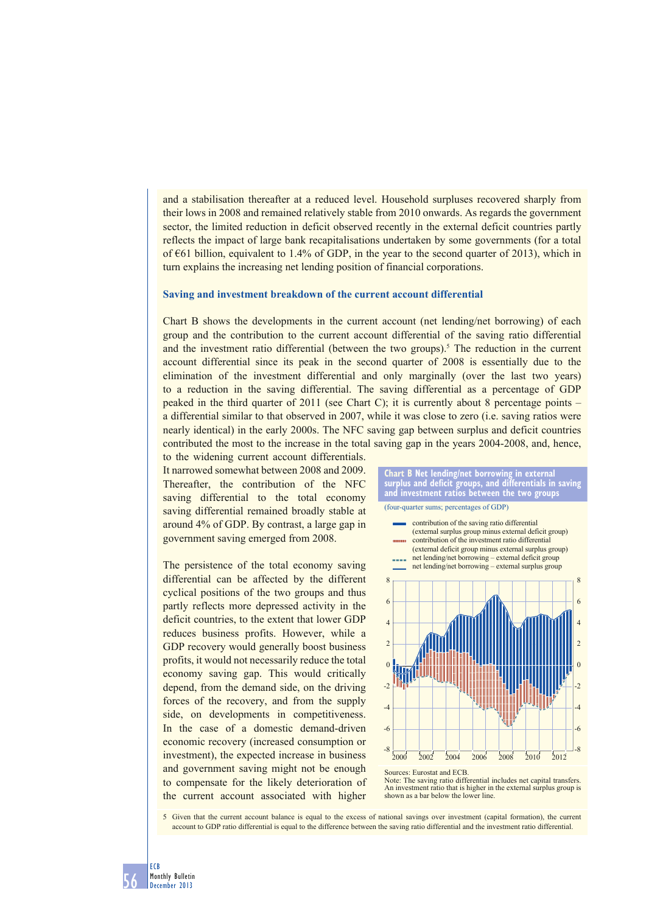and a stabilisation thereafter at a reduced level. Household surpluses recovered sharply from their lows in 2008 and remained relatively stable from 2010 onwards. As regards the government sector, the limited reduction in deficit observed recently in the external deficit countries partly reflects the impact of large bank recapitalisations undertaken by some governments (for a total of €61 billion, equivalent to 1.4% of GDP, in the year to the second quarter of 2013), which in turn explains the increasing net lending position of financial corporations.

### Saving and investment breakdown of the current account differential

Chart B shows the developments in the current account (net lending/net borrowing) of each group and the contribution to the current account differential of the saving ratio differential and the investment ratio differential (between the two groups).[5] The reduction in the current account differential since its peak in the second quarter of 2008 is essentially due to the elimination of the investment differential and only marginally (over the last two years) to a reduction in the saving differential. The saving differential as a percentage of GDP peaked in the third quarter of 2011 (see Chart C); it is currently about 8 percentage points – a differential similar to that observed in 2007, while it was close to zero (i.e. saving ratios were nearly identical) in the early 2000s. The NFC saving gap between surplus and deficit countries contributed the most to the increase in the total saving gap in the years 2004-2008, and, hence, to the widening current account differentials. It narrowed somewhat between 2008 and 2009. Thereafter, the contribution of the NFC saving differential to the total economy saving differential remained broadly stable at around 4% of GDP. By contrast, a large gap in government saving emerged from 2008.

The persistence of the total economy saving differential can be affected by the different cyclical positions of the two groups and thus partly reflects more depressed activity in the deficit countries, to the extent that lower GDP reduces business profits. However, while a GDP recovery would generally boost business profits, it would not necessarily reduce the total economy saving gap. This would critically depend, from the demand side, on the driving forces of the recovery, and from the supply side, on developments in competitiveness. In the case of a domestic demand-driven economic recovery (increased consumption or investment), the expected increase in business and government saving might not be enough to compensate for the likely deterioration of the current account associated with higher

**Chart B Net lending/net borrowing in external surplus and deficit groups, and differentials in saving and investment ratios between the two groups**

(four-quarter sums; percentages of GDP)

Sources: Eurostat and ECB.
Note: The saving ratio differential includes net capital transfers. An investment ratio that is higher in the external surplus group is shown as a bar below the lower line.

5 Given that the current account balance is equal to the excess of national savings over investment (capital formation), the current account to GDP ratio differential is equal to the difference between the saving ratio differential and the investment ratio differential.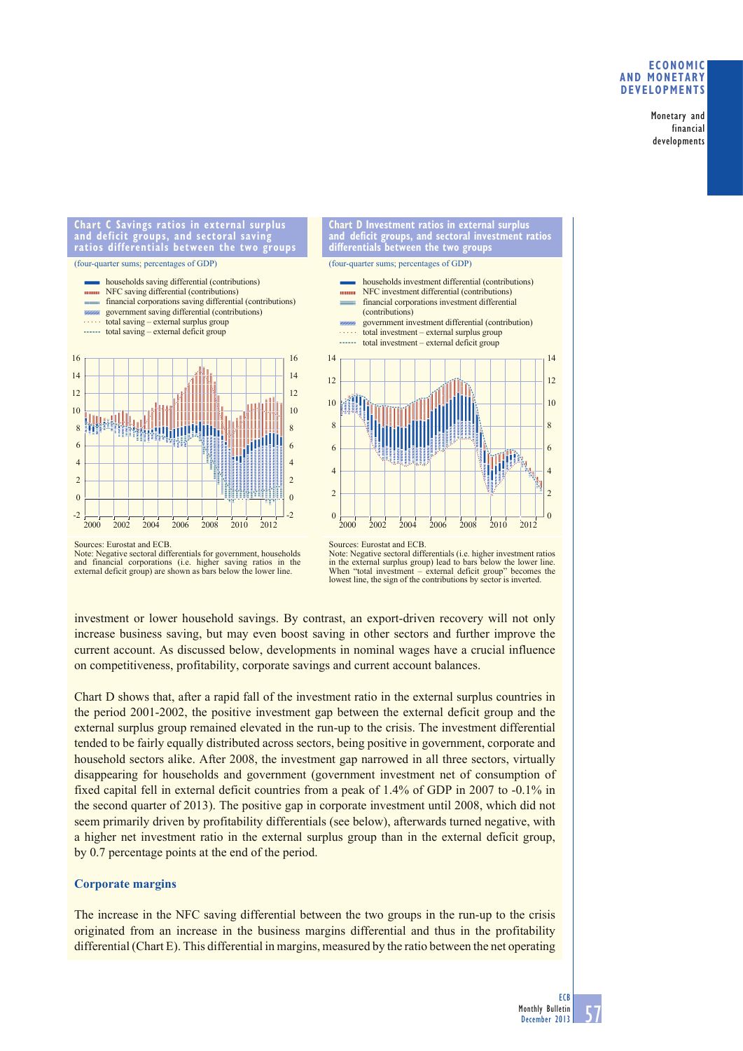**Chart C Savings ratios in external surplus and deficit groups, and sectoral saving ratios differentials between the two groups**

(four-quarter sums; percentages of GDP)

- households saving differential (contributions)
- NFC saving differential (contributions)
- financial corporations saving differential (contributions)
- government saving differential (contributions)
- total saving – external surplus group
- total saving – external deficit group

Sources: Eurostat and ECB.
Note: Negative sectoral differentials for government, households and financial corporations (i.e. higher saving ratios in the external deficit group) are shown as bars below the lower line.

**Chart D Investment ratios in external surplus and deficit groups, and sectoral investment ratios differentials between the two groups**

(four-quarter sums; percentages of GDP)

- households investment differential (contributions)
- NFC investment differential (contributions)
- financial corporations investment differential (contributions)
- government investment differential (contribution)
- total investment – external surplus group
- total investment – external deficit group

Sources: Eurostat and ECB.
Note: Negative sectoral differentials (i.e. higher investment ratios in the external surplus group) lead to bars below the lower line. When "total investment – external deficit group" becomes the lowest line, the sign of the contributions by sector is inverted.

investment or lower household savings. By contrast, an export-driven recovery will not only increase business saving, but may even boost saving in other sectors and further improve the current account. As discussed below, developments in nominal wages have a crucial influence on competitiveness, profitability, corporate savings and current account balances.

Chart D shows that, after a rapid fall of the investment ratio in the external surplus countries in the period 2001-2002, the positive investment gap between the external deficit group and the external surplus group remained elevated in the run-up to the crisis. The investment differential tended to be fairly equally distributed across sectors, being positive in government, corporate and household sectors alike. After 2008, the investment gap narrowed in all three sectors, virtually disappearing for households and government (government investment net of consumption of fixed capital fell in external deficit countries from a peak of 1.4% of GDP in 2007 to -0.1% in the second quarter of 2013). The positive gap in corporate investment until 2008, which did not seem primarily driven by profitability differentials (see below), afterwards turned negative, with a higher net investment ratio in the external surplus group than in the external deficit group, by 0.7 percentage points at the end of the period.

### Corporate margins

The increase in the NFC saving differential between the two groups in the run-up to the crisis originated from an increase in the business margins differential and thus in the profitability differential (Chart E). This differential in margins, measured by the ratio between the net operating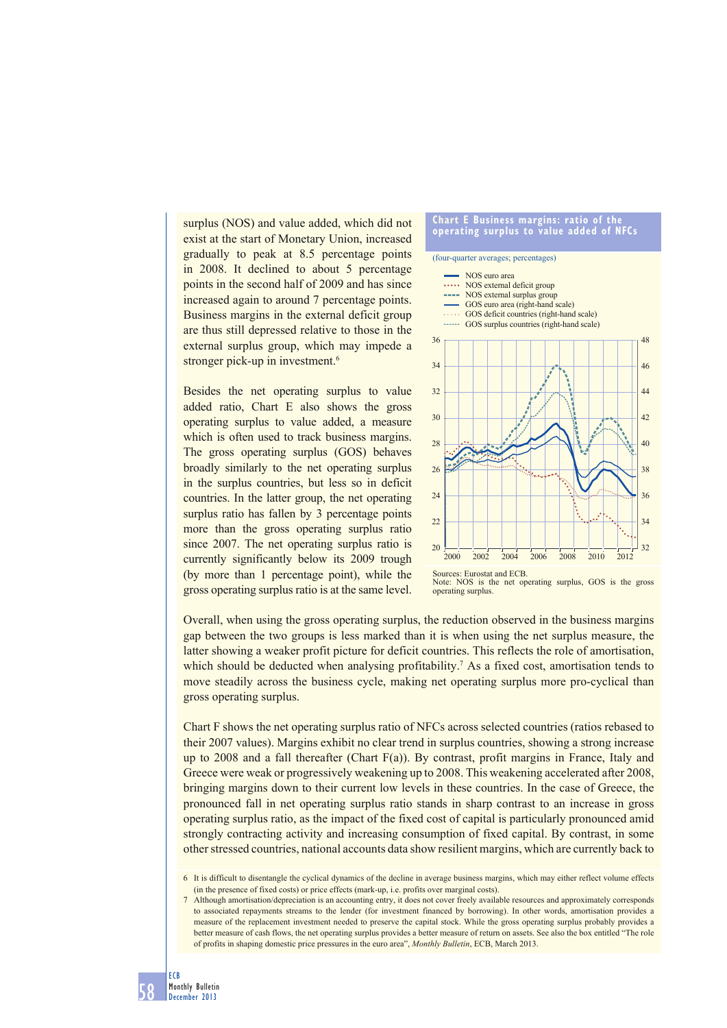surplus (NOS) and value added, which did not exist at the start of Monetary Union, increased gradually to peak at 8.5 percentage points in 2008. It declined to about 5 percentage points in the second half of 2009 and has since increased again to around 7 percentage points. Business margins in the external deficit group are thus still depressed relative to those in the external surplus group, which may impede a stronger pick-up in investment.[6]

Besides the net operating surplus to value added ratio, Chart E also shows the gross operating surplus to value added, a measure which is often used to track business margins. The gross operating surplus (GOS) behaves broadly similarly to the net operating surplus in the surplus countries, but less so in deficit countries. In the latter group, the net operating surplus ratio has fallen by 3 percentage points more than the gross operating surplus ratio since 2007. The net operating surplus ratio is currently significantly below its 2009 trough (by more than 1 percentage point), while the gross operating surplus ratio is at the same level.

**Chart E Business margins: ratio of the operating surplus to value added of NFCs**

(four-quarter averages; percentages)

- NOS euro area
- NOS external deficit group
- NOS external surplus group
- GOS euro area (right-hand scale)
- GOS deficit countries (right-hand scale)
- GOS surplus countries (right-hand scale)

Sources: Eurostat and ECB.
Note: NOS is the net operating surplus, GOS is the gross operating surplus.

Overall, when using the gross operating surplus, the reduction observed in the business margins gap between the two groups is less marked than it is when using the net surplus measure, the latter showing a weaker profit picture for deficit countries. This reflects the role of amortisation, which should be deducted when analysing profitability.[7] As a fixed cost, amortisation tends to move steadily across the business cycle, making net operating surplus more pro-cyclical than gross operating surplus.

Chart F shows the net operating surplus ratio of NFCs across selected countries (ratios rebased to their 2007 values). Margins exhibit no clear trend in surplus countries, showing a strong increase up to 2008 and a fall thereafter (Chart F(a)). By contrast, profit margins in France, Italy and Greece were weak or progressively weakening up to 2008. This weakening accelerated after 2008, bringing margins down to their current low levels in these countries. In the case of Greece, the pronounced fall in net operating surplus ratio stands in sharp contrast to an increase in gross operating surplus ratio, as the impact of the fixed cost of capital is particularly pronounced amid strongly contracting activity and increasing consumption of fixed capital. By contrast, in some other stressed countries, national accounts data show resilient margins, which are currently back to

6 It is difficult to disentangle the cyclical dynamics of the decline in average business margins, which may either reflect volume effects (in the presence of fixed costs) or price effects (mark-up, i.e. profits over marginal costs).

7 Although amortisation/depreciation is an accounting entry, it does not cover freely available resources and approximately corresponds to associated repayments streams to the lender (for investment financed by borrowing). In other words, amortisation provides a measure of the replacement investment needed to preserve the capital stock. While the gross operating surplus probably provides a better measure of cash flows, the net operating surplus provides a better measure of return on assets. See also the box entitled "The role of profits in shaping domestic price pressures in the euro area", *Monthly Bulletin*, ECB, March 2013.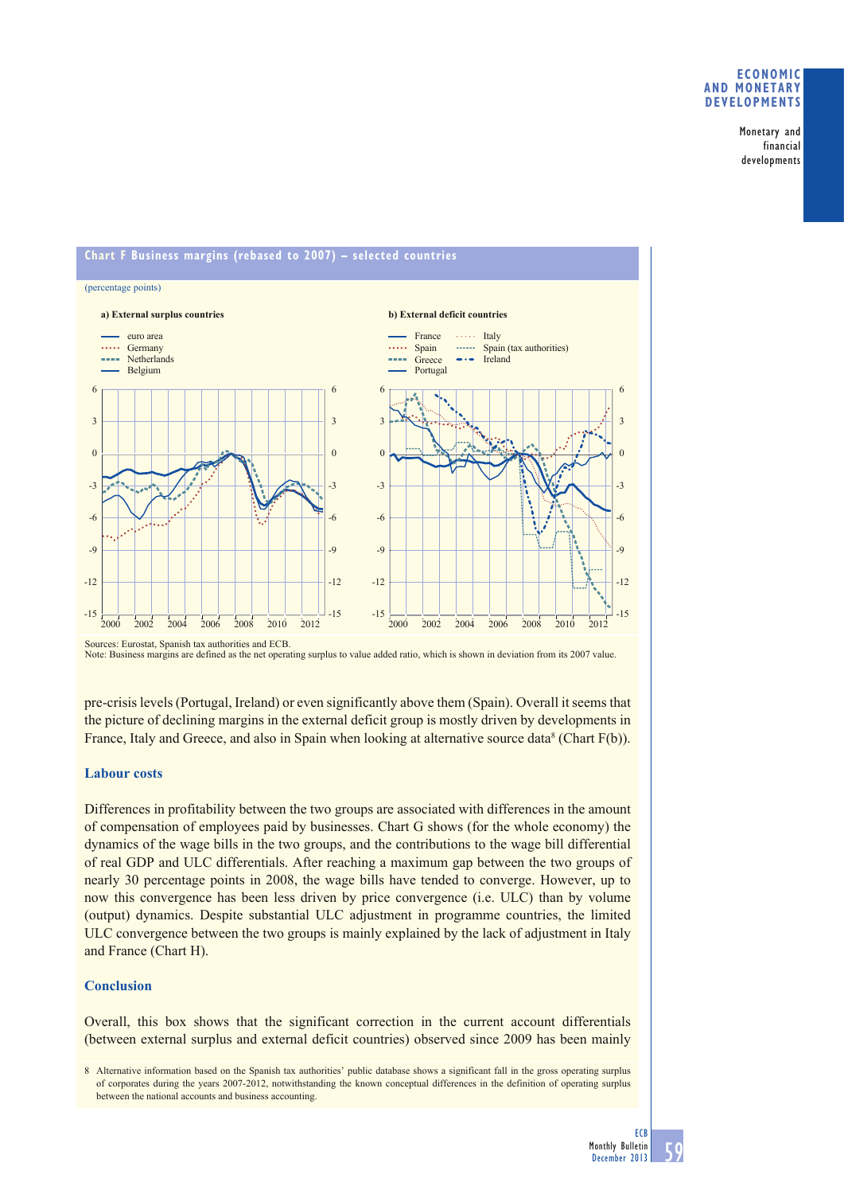**Chart F Business margins (rebased to 2007) – selected countries**

(percentage points)

a) External surplus countries

- euro area
- Germany
- Netherlands
- Belgium

b) External deficit countries

- France
- Spain
- Greece
- Portugal
- Italy
- Spain (tax authorities)
- Ireland

Sources: Eurostat, Spanish tax authorities and ECB.
Note: Business margins are defined as the net operating surplus to value added ratio, which is shown in deviation from its 2007 value.

pre-crisis levels (Portugal, Ireland) or even significantly above them (Spain). Overall it seems that the picture of declining margins in the external deficit group is mostly driven by developments in France, Italy and Greece, and also in Spain when looking at alternative source data[8] (Chart F(b)).

### Labour costs

Differences in profitability between the two groups are associated with differences in the amount of compensation of employees paid by businesses. Chart G shows (for the whole economy) the dynamics of the wage bills in the two groups, and the contributions to the wage bill differential of real GDP and ULC differentials. After reaching a maximum gap between the two groups of nearly 30 percentage points in 2008, the wage bills have tended to converge. However, up to now this convergence has been less driven by price convergence (i.e. ULC) than by volume (output) dynamics. Despite substantial ULC adjustment in programme countries, the limited ULC convergence between the two groups is mainly explained by the lack of adjustment in Italy and France (Chart H).

### Conclusion

Overall, this box shows that the significant correction in the current account differentials (between external surplus and external deficit countries) observed since 2009 has been mainly

8 Alternative information based on the Spanish tax authorities' public database shows a significant fall in the gross operating surplus of corporates during the years 2007-2012, notwithstanding the known conceptual differences in the definition of operating surplus between the national accounts and business accounting.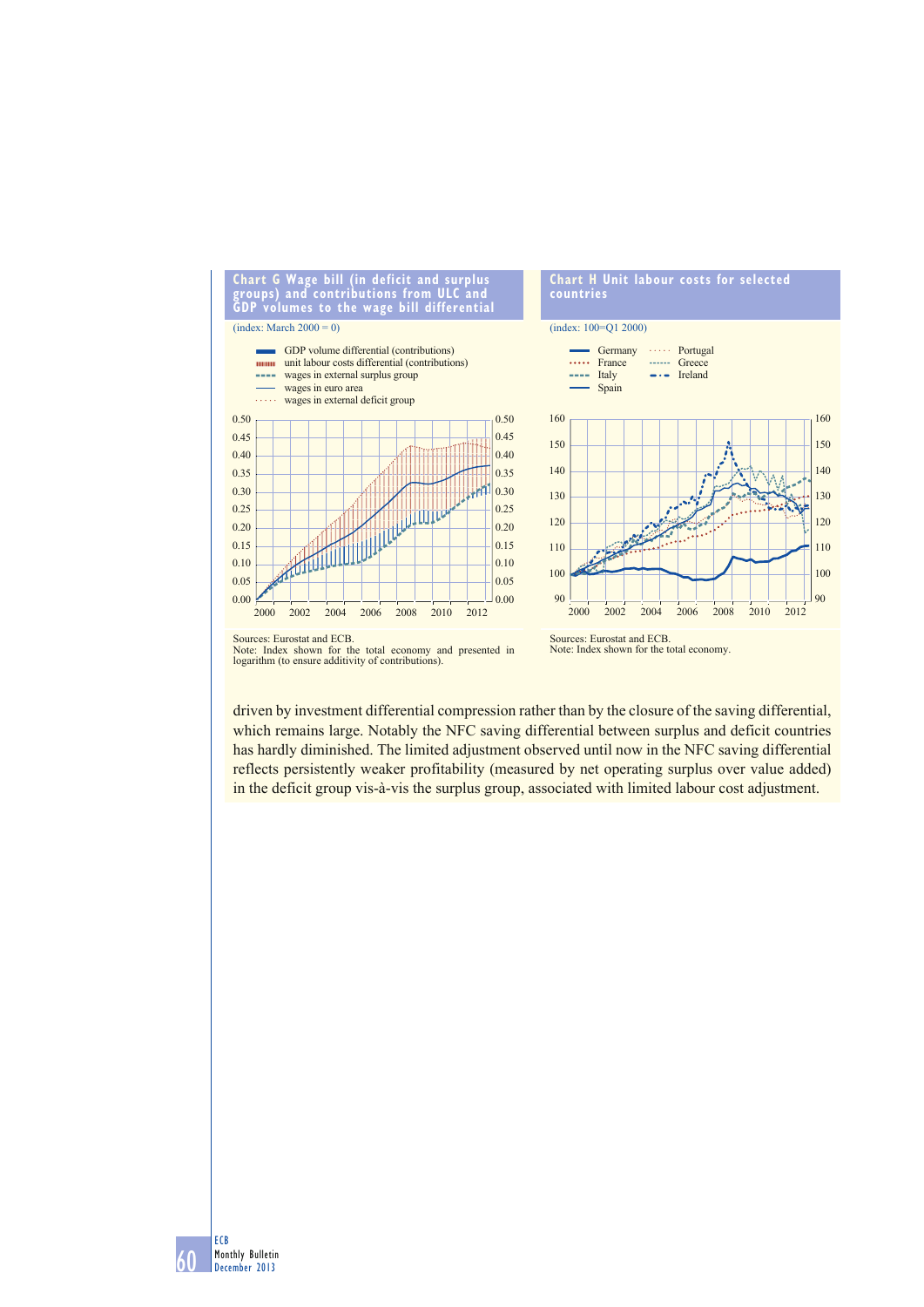**Chart G Wage bill (in deficit and surplus groups) and contributions from ULC and GDP volumes to the wage bill differential**

(index: March 2000 = 0)

GDP volume differential (contributions)
unit labour costs differential (contributions)
wages in external surplus group
wages in euro area
wages in external deficit group

0.50 0.45 0.40 0.35 0.30 0.25 0.20 0.15 0.10 0.05 0.00

2000 2002 2004 2006 2008 2010 2012

Sources: Eurostat and ECB.
Note: Index shown for the total economy and presented in logarithm (to ensure additivity of contributions).

**Chart H Unit labour costs for selected countries**

(index: 100=Q1 2000)

Germany
France
Italy
Spain
Portugal
Greece
Ireland

160 150 140 130 120 110 100 90

2000 2002 2004 2006 2008 2010 2012

Sources: Eurostat and ECB.
Note: Index shown for the total economy.

driven by investment differential compression rather than by the closure of the saving differential, which remains large. Notably the NFC saving differential between surplus and deficit countries has hardly diminished. The limited adjustment observed until now in the NFC saving differential reflects persistently weaker profitability (measured by net operating surplus over value added) in the deficit group vis-à-vis the surplus group, associated with limited labour cost adjustment.